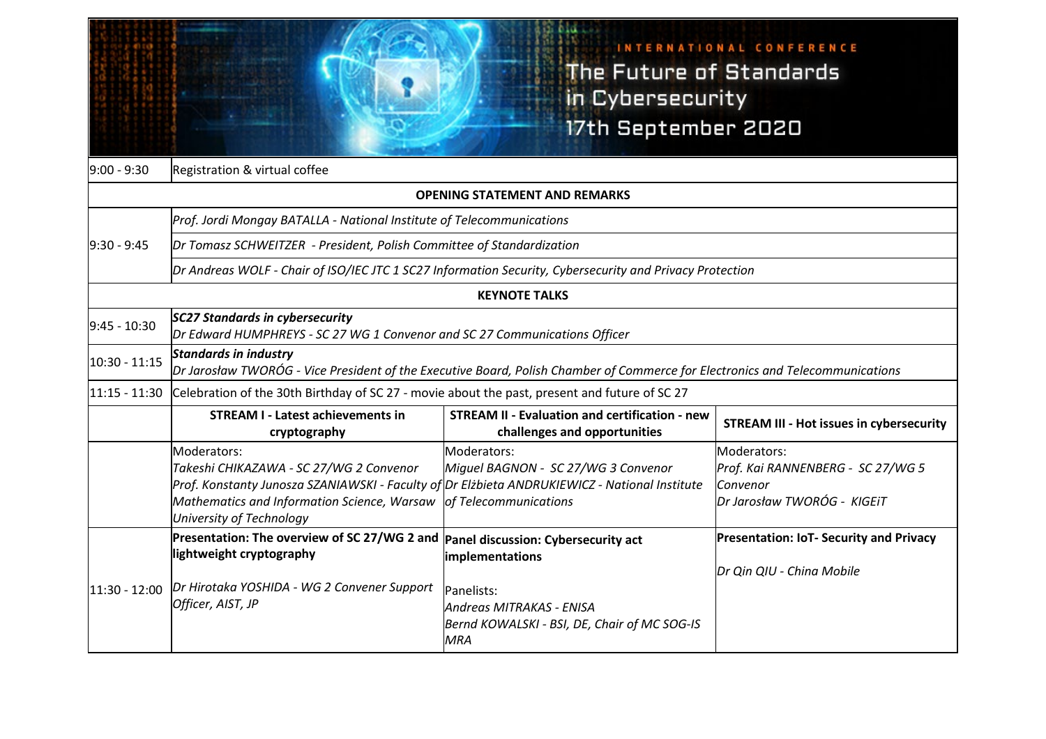INTERNATIONAL CONFERENCE

# The Future of Standards in Cybersecurity

## 17th September 2020

| | | | |
|---|---|---|---|
| 9:00 - 9:30 | Registration & virtual coffee | | |
| | **OPENING STATEMENT AND REMARKS** | | |
| 9:30 - 9:45 | *Prof. Jordi Mongay BATALLA - National Institute of Telecommunications* | | |
| | *Dr Tomasz SCHWEITZER - President, Polish Committee of Standardization* | | |
| | *Dr Andreas WOLF - Chair of ISO/IEC JTC 1 SC27 Information Security, Cybersecurity and Privacy Protection* | | |
| | **KEYNOTE TALKS** | | |
| 9:45 - 10:30 | ***SC27 Standards in cybersecurity***<br>*Dr Edward HUMPHREYS - SC 27 WG 1 Convenor and SC 27 Communications Officer* | | |
| 10:30 - 11:15 | ***Standards in industry***<br>*Dr Jarosław TWORÓG - Vice President of the Executive Board, Polish Chamber of Commerce for Electronics and Telecommunications* | | |
| 11:15 - 11:30 | Celebration of the 30th Birthday of SC 27 - movie about the past, present and future of SC 27 | | |
| | **STREAM I - Latest achievements in cryptography** | **STREAM II - Evaluation and certification - new challenges and opportunities** | **STREAM III - Hot issues in cybersecurity** |
| | Moderators:<br>*Takeshi CHIKAZAWA - SC 27/WG 2 Convenor*<br>*Prof. Konstanty Junosza SZANIAWSKI - Faculty of Mathematics and Information Science, Warsaw University of Technology* | Moderators:<br>*Miguel BAGNON - SC 27/WG 3 Convenor*<br>*Dr Elżbieta ANDRUKIEWICZ - National Institute of Telecommunications* | Moderators:<br>*Prof. Kai RANNENBERG - SC 27/WG 5 Convenor*<br>*Dr Jarosław TWORÓG - KIGEiT* |
| 11:30 - 12:00 | **Presentation: The overview of SC 27/WG 2 and lightweight cryptography**<br><br>*Dr Hirotaka YOSHIDA - WG 2 Convener Support Officer, AIST, JP* | **Panel discussion: Cybersecurity act implementations**<br><br>Panelists:<br>*Andreas MITRAKAS - ENISA*<br>*Bernd KOWALSKI - BSI, DE, Chair of MC SOG-IS MRA* | **Presentation: IoT- Security and Privacy**<br><br>*Dr Qin QIU - China Mobile* |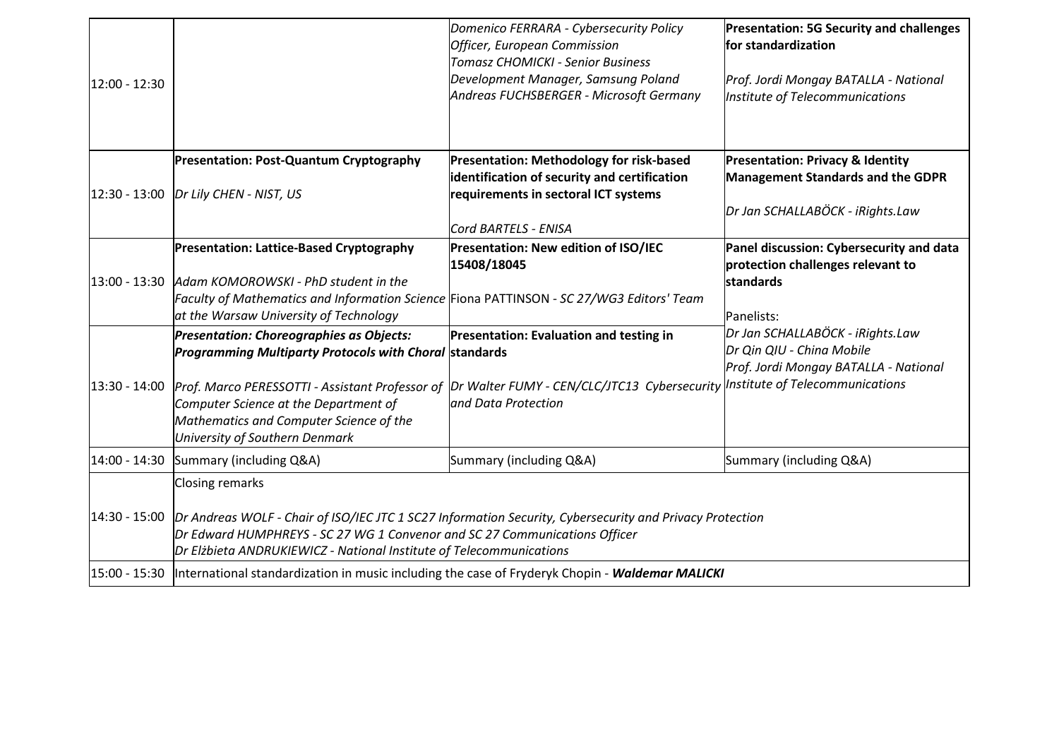| | | | |
|---|---|---|---|
| 12:00 - 12:30 | | *Domenico FERRARA - Cybersecurity Policy Officer, European Commission*<br>*Tomasz CHOMICKI - Senior Business Development Manager, Samsung Poland*<br>*Andreas FUCHSBERGER - Microsoft Germany* | **Presentation: 5G Security and challenges for standardization**<br><br>*Prof. Jordi Mongay BATALLA - National Institute of Telecommunications* |
| 12:30 - 13:00 | **Presentation: Post-Quantum Cryptography**<br><br>*Dr Lily CHEN - NIST, US* | **Presentation: Methodology for risk-based identification of security and certification requirements in sectoral ICT systems**<br><br>*Cord BARTELS - ENISA* | **Presentation: Privacy & Identity Management Standards and the GDPR**<br><br>*Dr Jan SCHALLABÖCK - iRights.Law* |
| 13:00 - 13:30 | **Presentation: Lattice-Based Cryptography**<br><br>*Adam KOMOROWSKI - PhD student in the Faculty of Mathematics and Information Science at the Warsaw University of Technology* | **Presentation: New edition of ISO/IEC 15408/18045**<br><br>Fiona PATTINSON - *SC 27/WG3 Editors' Team* | **Panel discussion: Cybersecurity and data protection challenges relevant to standards**<br><br>Panelists:<br>*Dr Jan SCHALLABÖCK - iRights.Law*<br>*Dr Qin QIU - China Mobile*<br>*Prof. Jordi Mongay BATALLA - National Institute of Telecommunications* |
| 13:30 - 14:00 | ***Presentation: Choreographies as Objects: Programming Multiparty Protocols with Choral***<br><br>*Prof. Marco PERESSOTTI - Assistant Professor of Computer Science at the Department of Mathematics and Computer Science of the University of Southern Denmark* | **Presentation: Evaluation and testing in standards**<br><br>*Dr Walter FUMY - CEN/CLC/JTC13 Cybersecurity and Data Protection* | |
| 14:00 - 14:30 | Summary (including Q&A) | Summary (including Q&A) | Summary (including Q&A) |
| 14:30 - 15:00 | Closing remarks<br><br>*Dr Andreas WOLF - Chair of ISO/IEC JTC 1 SC27 Information Security, Cybersecurity and Privacy Protection*<br>*Dr Edward HUMPHREYS - SC 27 WG 1 Convenor and SC 27 Communications Officer*<br>*Dr Elżbieta ANDRUKIEWICZ - National Institute of Telecommunications* | | |
| 15:00 - 15:30 | International standardization in music including the case of Fryderyk Chopin - ***Waldemar MALICKI*** | | |